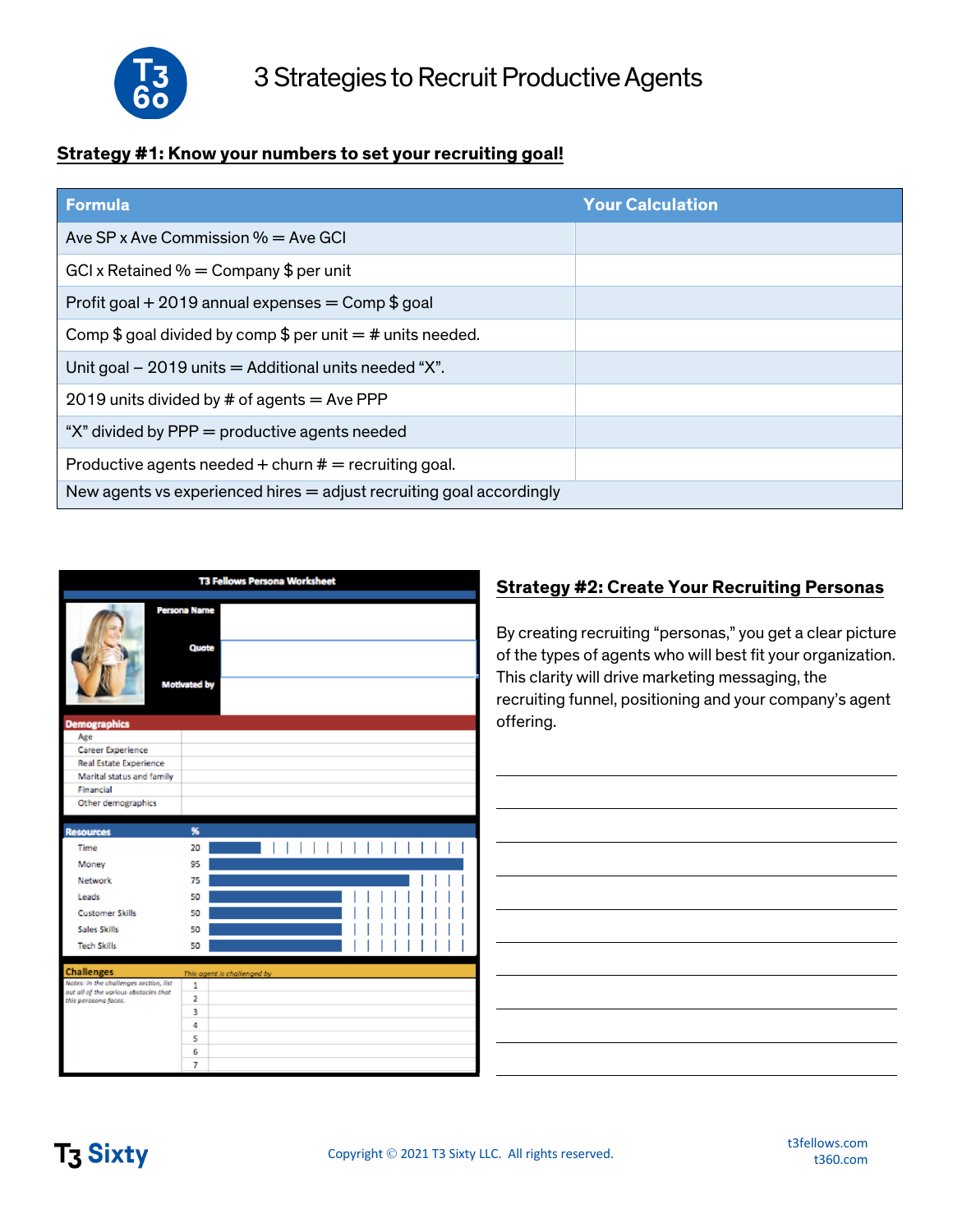# 3 Strategies to Recruit Productive Agents

## Strategy #1: Know your numbers to set your recruiting goal!

| Formula | Your Calculation |
|---|---|
| Ave SP x Ave Commission % = Ave GCI | |
| GCI x Retained % = Company $ per unit | |
| Profit goal + 2019 annual expenses = Comp $ goal | |
| Comp $ goal divided by comp $ per unit = # units needed. | |
| Unit goal – 2019 units = Additional units needed "X". | |
| 2019 units divided by # of agents = Ave PPP | |
| "X" divided by PPP = productive agents needed | |
| Productive agents needed + churn # = recruiting goal. | |
| New agents vs experienced hires = adjust recruiting goal accordingly | |

**T3 Fellows Persona Worksheet**

| | |
|---|---|
| Persona Name | |
| Quote | |
| Motivated by | |

| Demographics | |
|---|---|
| Age | |
| Career Experience | |
| Real Estate Experience | |
| Marital status and family | |
| Financial | |
| Other demographics | |

Resources %
Time 20
Money 95
Network 75
Leads 50
Customer Skills 50
Sales Skills 50
Tech Skills 50

| Challenges | This agent is challenged by |
|---|---|
| *Notes: In the challenges section, list out all of the various obstacles that this persona faces.* | 1 |
| | 2 |
| | 3 |
| | 4 |
| | 5 |
| | 6 |
| | 7 |

## Strategy #2: Create Your Recruiting Personas

By creating recruiting "personas," you get a clear picture of the types of agents who will best fit your organization. This clarity will drive marketing messaging, the recruiting funnel, positioning and your company's agent offering.

Copyright © 2021 T3 Sixty LLC. All rights reserved.

t3fellows.com
t360.com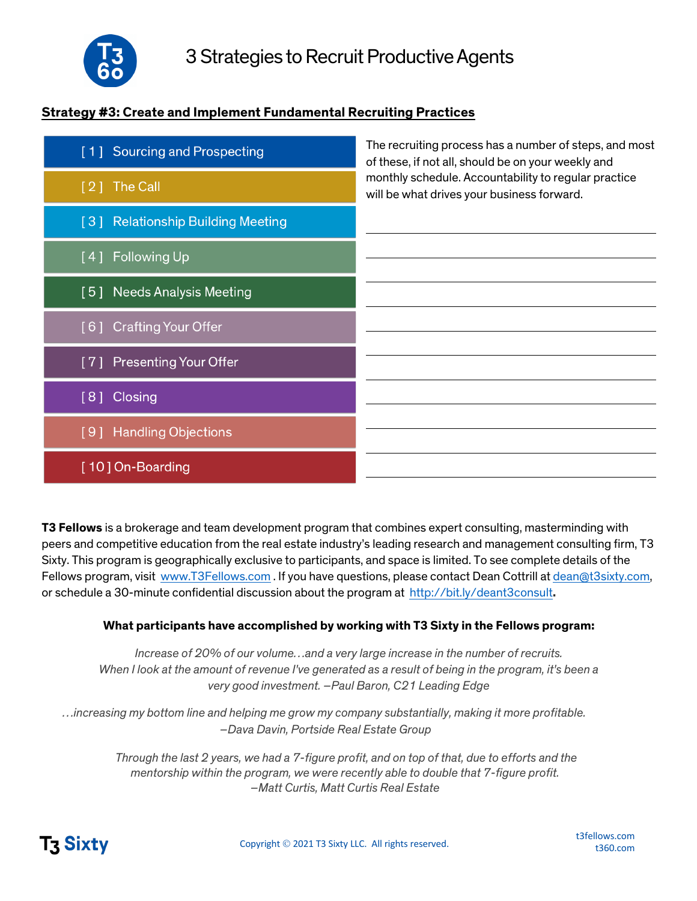# 3 Strategies to Recruit Productive Agents

**Strategy #3: Create and Implement Fundamental Recruiting Practices**

- [ 1 ] Sourcing and Prospecting
- [ 2 ] The Call
- [ 3 ] Relationship Building Meeting
- [ 4 ] Following Up
- [ 5 ] Needs Analysis Meeting
- [ 6 ] Crafting Your Offer
- [ 7 ] Presenting Your Offer
- [ 8 ] Closing
- [ 9 ] Handling Objections
- [ 10 ] On-Boarding

The recruiting process has a number of steps, and most of these, if not all, should be on your weekly and monthly schedule. Accountability to regular practice will be what drives your business forward.

**T3 Fellows** is a brokerage and team development program that combines expert consulting, masterminding with peers and competitive education from the real estate industry's leading research and management consulting firm, T3 Sixty. This program is geographically exclusive to participants, and space is limited. To see complete details of the Fellows program, visit www.T3Fellows.com . If you have questions, please contact Dean Cottrill at dean@t3sixty.com, or schedule a 30-minute confidential discussion about the program at http://bit.ly/deant3consult.

**What participants have accomplished by working with T3 Sixty in the Fellows program:**

*Increase of 20% of our volume…and a very large increase in the number of recruits. When I look at the amount of revenue I've generated as a result of being in the program, it's been a very good investment. –Paul Baron, C21 Leading Edge*

*…increasing my bottom line and helping me grow my company substantially, making it more profitable. –Dava Davin, Portside Real Estate Group*

*Through the last 2 years, we had a 7-figure profit, and on top of that, due to efforts and the mentorship within the program, we were recently able to double that 7-figure profit. –Matt Curtis, Matt Curtis Real Estate*

Copyright © 2021 T3 Sixty LLC. All rights reserved.

t3fellows.com
t360.com